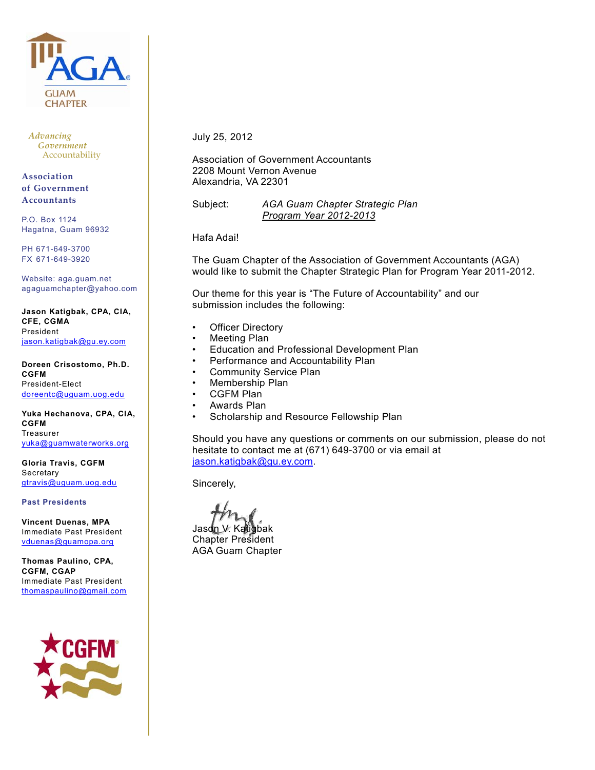AGA GUAM CHAPTER

*Advancing Government Accountability*

**Association of Government Accountants**

P.O. Box 1124
Hagatna, Guam 96932

PH 671-649-3700
FX 671-649-3920

Website: aga.guam.net
agaguamchapter@yahoo.com

**Jason Katigbak, CPA, CIA, CFE, CGMA**
President
jason.katigbak@gu.ey.com

**Doreen Crisostomo, Ph.D. CGFM**
President-Elect
doreentc@uguam.uog.edu

**Yuka Hechanova, CPA, CIA, CGFM**
Treasurer
yuka@guamwaterworks.org

**Gloria Travis, CGFM**
Secretary
gtravis@uguam.uog.edu

**Past Presidents**

**Vincent Duenas, MPA**
Immediate Past President
vduenas@guamopa.org

**Thomas Paulino, CPA, CGFM, CGAP**
Immediate Past President
thomaspaulino@gmail.com

CGFM

---

July 25, 2012

Association of Government Accountants
2208 Mount Vernon Avenue
Alexandria, VA 22301

Subject: *AGA Guam Chapter Strategic Plan*
*Program Year 2012-2013*

Hafa Adai!

The Guam Chapter of the Association of Government Accountants (AGA) would like to submit the Chapter Strategic Plan for Program Year 2011-2012.

Our theme for this year is “The Future of Accountability” and our submission includes the following:

- Officer Directory
- Meeting Plan
- Education and Professional Development Plan
- Performance and Accountability Plan
- Community Service Plan
- Membership Plan
- CGFM Plan
- Awards Plan
- Scholarship and Resource Fellowship Plan

Should you have any questions or comments on our submission, please do not hesitate to contact me at (671) 649-3700 or via email at jason.katigbak@gu.ey.com.

Sincerely,

Jason V. Katigbak
Chapter President
AGA Guam Chapter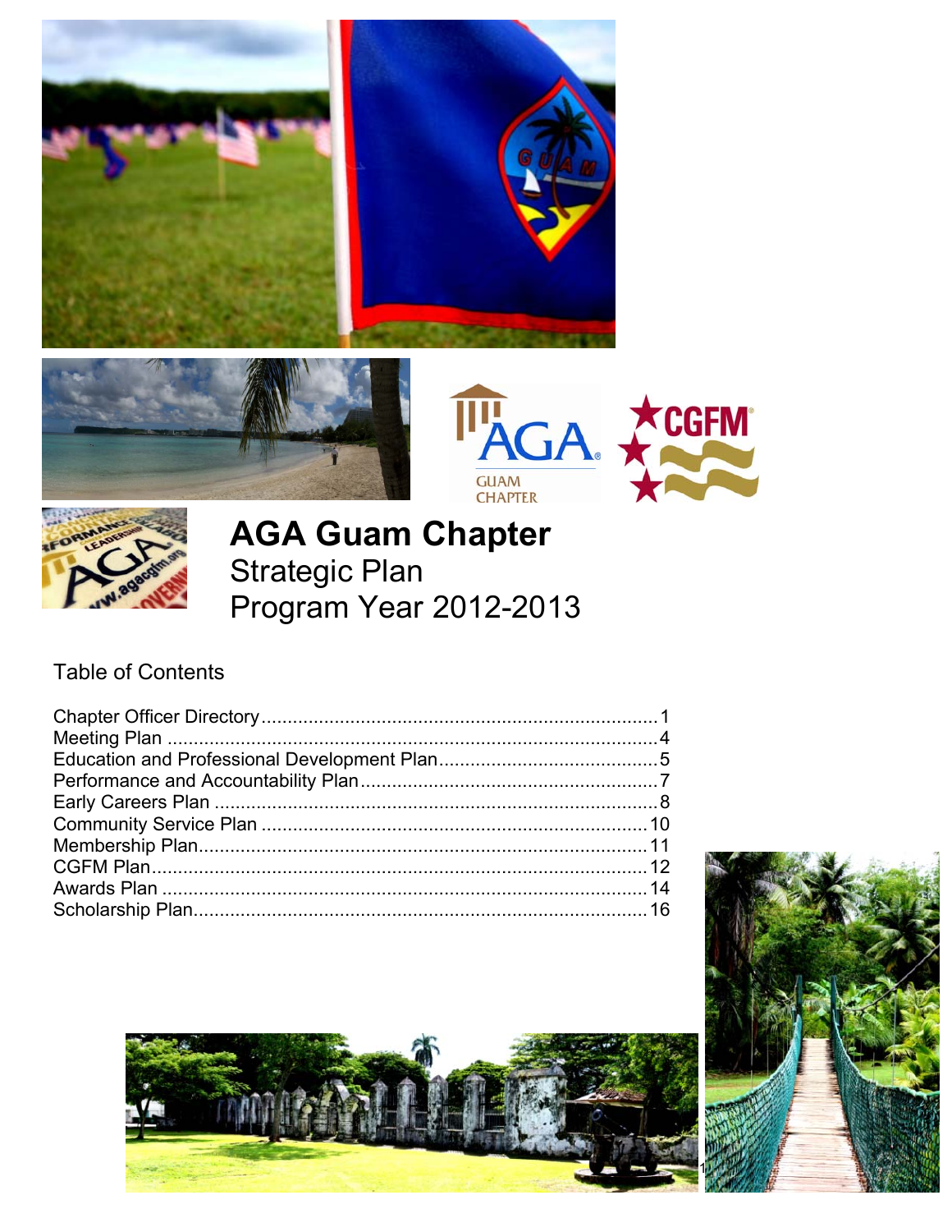# AGA Guam Chapter

Strategic Plan

Program Year 2012-2013

## Table of Contents

| | |
|---|---|
| Chapter Officer Directory | 1 |
| Meeting Plan | 4 |
| Education and Professional Development Plan | 5 |
| Performance and Accountability Plan | 7 |
| Early Careers Plan | 8 |
| Community Service Plan | 10 |
| Membership Plan | 11 |
| CGFM Plan | 12 |
| Awards Plan | 14 |
| Scholarship Plan | 16 |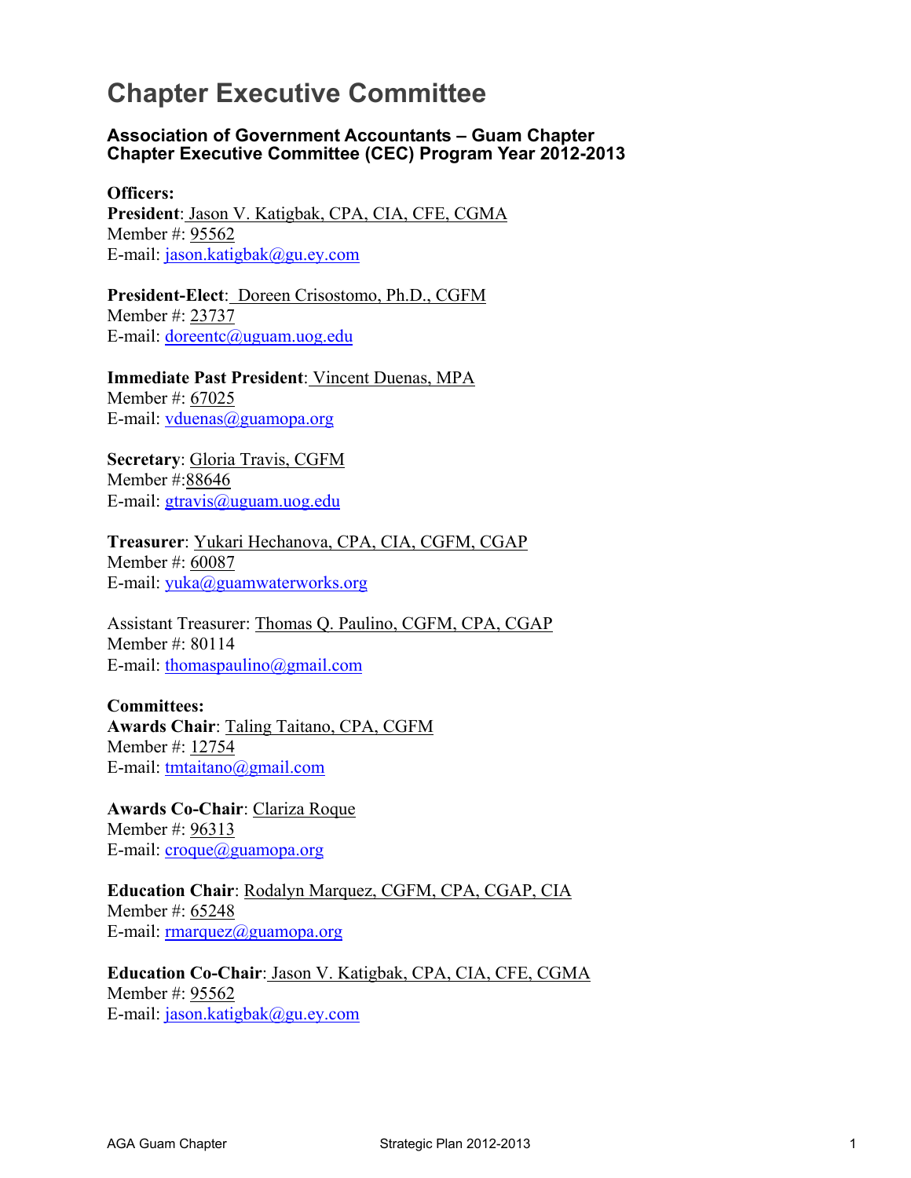# Chapter Executive Committee

### Association of Government Accountants – Guam Chapter
### Chapter Executive Committee (CEC) Program Year 2012-2013

**Officers:**

**President**: Jason V. Katigbak, CPA, CIA, CFE, CGMA
Member #: 95562
E-mail: jason.katigbak@gu.ey.com

**President-Elect**: Doreen Crisostomo, Ph.D., CGFM
Member #: 23737
E-mail: doreentc@uguam.uog.edu

**Immediate Past President**: Vincent Duenas, MPA
Member #: 67025
E-mail: vduenas@guamopa.org

**Secretary**: Gloria Travis, CGFM
Member #:88646
E-mail: gtravis@uguam.uog.edu

**Treasurer**: Yukari Hechanova, CPA, CIA, CGFM, CGAP
Member #: 60087
E-mail: yuka@guamwaterworks.org

Assistant Treasurer: Thomas Q. Paulino, CGFM, CPA, CGAP
Member #: 80114
E-mail: thomaspaulino@gmail.com

**Committees:**

**Awards Chair**: Taling Taitano, CPA, CGFM
Member #: 12754
E-mail: tmtaitano@gmail.com

**Awards Co-Chair**: Clariza Roque
Member #: 96313
E-mail: croque@guamopa.org

**Education Chair**: Rodalyn Marquez, CGFM, CPA, CGAP, CIA
Member #: 65248
E-mail: rmarquez@guamopa.org

**Education Co-Chair**: Jason V. Katigbak, CPA, CIA, CFE, CGMA
Member #: 95562
E-mail: jason.katigbak@gu.ey.com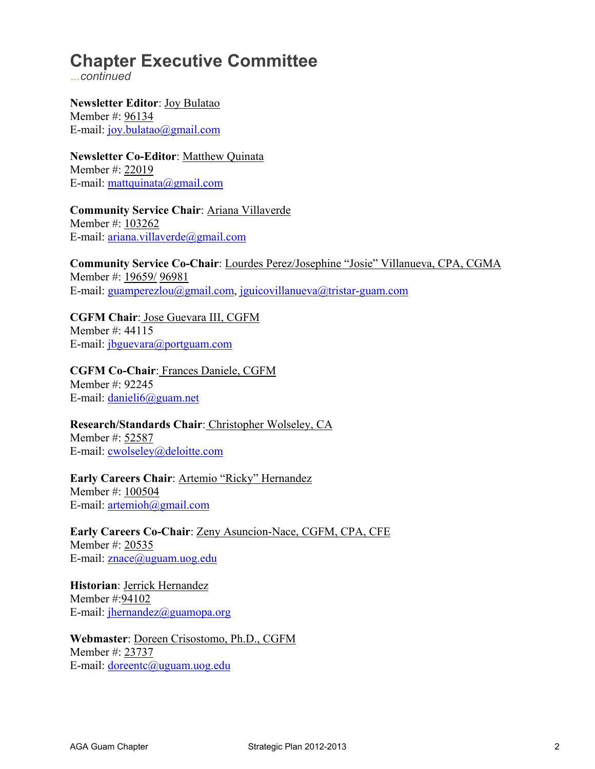# Chapter Executive Committee

*...continued*

**Newsletter Editor**: Joy Bulatao
Member #: 96134
E-mail: joy.bulatao@gmail.com

**Newsletter Co-Editor**: Matthew Quinata
Member #: 22019
E-mail: mattquinata@gmail.com

**Community Service Chair**: Ariana Villaverde
Member #: 103262
E-mail: ariana.villaverde@gmail.com

**Community Service Co-Chair**: Lourdes Perez/Josephine "Josie" Villanueva, CPA, CGMA
Member #: 19659/ 96981
E-mail: guamperezlou@gmail.com, jguicovillanueva@tristar-guam.com

**CGFM Chair**: Jose Guevara III, CGFM
Member #: 44115
E-mail: jbguevara@portguam.com

**CGFM Co-Chair**: Frances Daniele, CGFM
Member #: 92245
E-mail: danieli6@guam.net

**Research/Standards Chair**: Christopher Wolseley, CA
Member #: 52587
E-mail: cwolseley@deloitte.com

**Early Careers Chair**: Artemio "Ricky" Hernandez
Member #: 100504
E-mail: artemioh@gmail.com

**Early Careers Co-Chair**: Zeny Asuncion-Nace, CGFM, CPA, CFE
Member #: 20535
E-mail: znace@uguam.uog.edu

**Historian**: Jerrick Hernandez
Member #:94102
E-mail: jhernandez@guamopa.org

**Webmaster**: Doreen Crisostomo, Ph.D., CGFM
Member #: 23737
E-mail: doreentc@uguam.uog.edu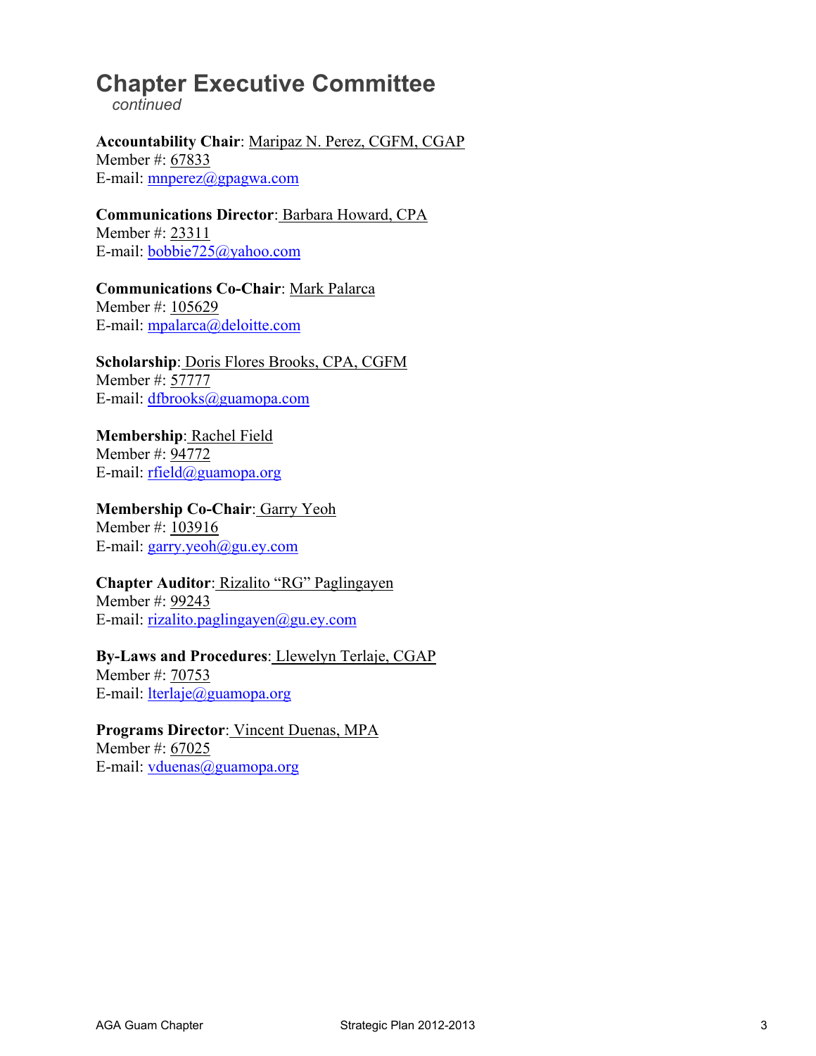# Chapter Executive Committee

*continued*

**Accountability Chair**: Maripaz N. Perez, CGFM, CGAP
Member #: 67833
E-mail: mnperez@gpagwa.com

**Communications Director**: Barbara Howard, CPA
Member #: 23311
E-mail: bobbie725@yahoo.com

**Communications Co-Chair**: Mark Palarca
Member #: 105629
E-mail: mpalarca@deloitte.com

**Scholarship**: Doris Flores Brooks, CPA, CGFM
Member #: 57777
E-mail: dfbrooks@guamopa.com

**Membership**: Rachel Field
Member #: 94772
E-mail: rfield@guamopa.org

**Membership Co-Chair**: Garry Yeoh
Member #: 103916
E-mail: garry.yeoh@gu.ey.com

**Chapter Auditor**: Rizalito "RG" Paglingayen
Member #: 99243
E-mail: rizalito.paglingayen@gu.ey.com

**By-Laws and Procedures**: Llewelyn Terlaje, CGAP
Member #: 70753
E-mail: lterlaje@guamopa.org

**Programs Director**: Vincent Duenas, MPA
Member #: 67025
E-mail: vduenas@guamopa.org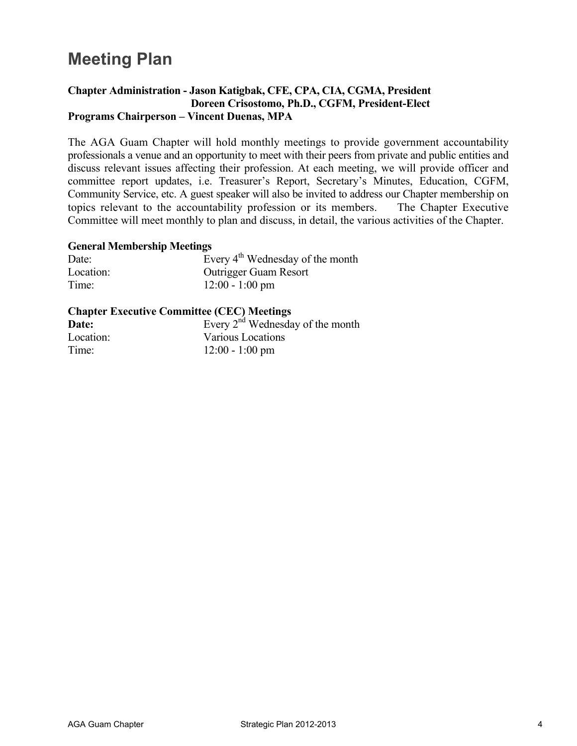# Meeting Plan

**Chapter Administration - Jason Katigbak, CFE, CPA, CIA, CGMA, President**
**Doreen Crisostomo, Ph.D., CGFM, President-Elect**
**Programs Chairperson – Vincent Duenas, MPA**

The AGA Guam Chapter will hold monthly meetings to provide government accountability professionals a venue and an opportunity to meet with their peers from private and public entities and discuss relevant issues affecting their profession. At each meeting, we will provide officer and committee report updates, i.e. Treasurer's Report, Secretary's Minutes, Education, CGFM, Community Service, etc. A guest speaker will also be invited to address our Chapter membership on topics relevant to the accountability profession or its members. The Chapter Executive Committee will meet monthly to plan and discuss, in detail, the various activities of the Chapter.

**General Membership Meetings**

| | |
|---|---|
| Date: | Every 4th Wednesday of the month |
| Location: | Outrigger Guam Resort |
| Time: | 12:00 - 1:00 pm |

**Chapter Executive Committee (CEC) Meetings**

| | |
|---|---|
| **Date:** | Every 2nd Wednesday of the month |
| Location: | Various Locations |
| Time: | 12:00 - 1:00 pm |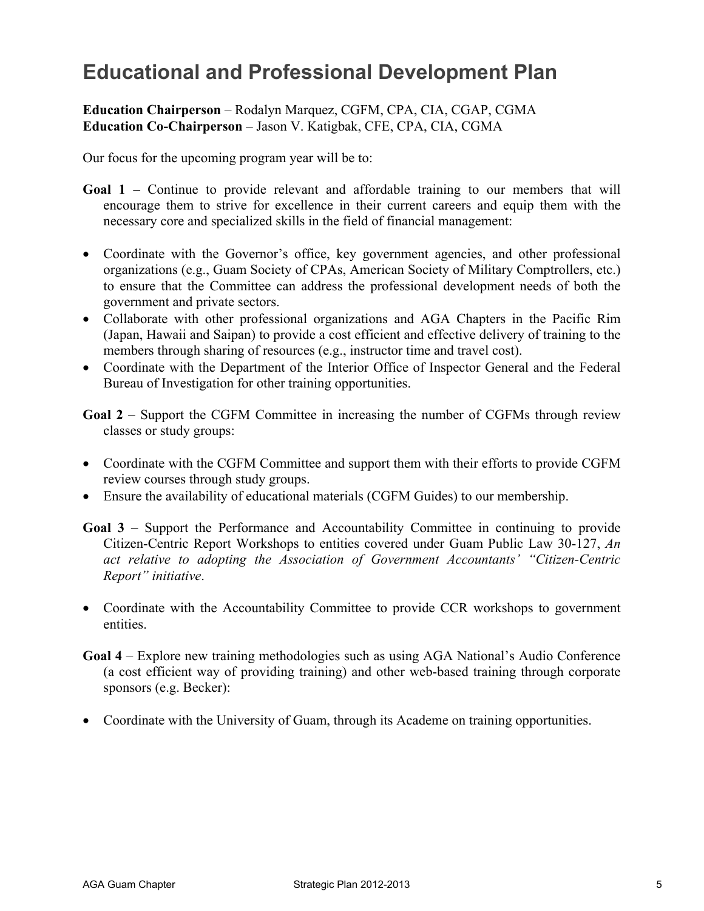# Educational and Professional Development Plan

**Education Chairperson** – Rodalyn Marquez, CGFM, CPA, CIA, CGAP, CGMA
**Education Co-Chairperson** – Jason V. Katigbak, CFE, CPA, CIA, CGMA

Our focus for the upcoming program year will be to:

**Goal 1** – Continue to provide relevant and affordable training to our members that will encourage them to strive for excellence in their current careers and equip them with the necessary core and specialized skills in the field of financial management:

- Coordinate with the Governor's office, key government agencies, and other professional organizations (e.g., Guam Society of CPAs, American Society of Military Comptrollers, etc.) to ensure that the Committee can address the professional development needs of both the government and private sectors.
- Collaborate with other professional organizations and AGA Chapters in the Pacific Rim (Japan, Hawaii and Saipan) to provide a cost efficient and effective delivery of training to the members through sharing of resources (e.g., instructor time and travel cost).
- Coordinate with the Department of the Interior Office of Inspector General and the Federal Bureau of Investigation for other training opportunities.

**Goal 2** – Support the CGFM Committee in increasing the number of CGFMs through review classes or study groups:

- Coordinate with the CGFM Committee and support them with their efforts to provide CGFM review courses through study groups.
- Ensure the availability of educational materials (CGFM Guides) to our membership.

**Goal 3** – Support the Performance and Accountability Committee in continuing to provide Citizen-Centric Report Workshops to entities covered under Guam Public Law 30-127, *An act relative to adopting the Association of Government Accountants' "Citizen-Centric Report" initiative*.

- Coordinate with the Accountability Committee to provide CCR workshops to government entities.

**Goal 4** – Explore new training methodologies such as using AGA National's Audio Conference (a cost efficient way of providing training) and other web-based training through corporate sponsors (e.g. Becker):

- Coordinate with the University of Guam, through its Academe on training opportunities.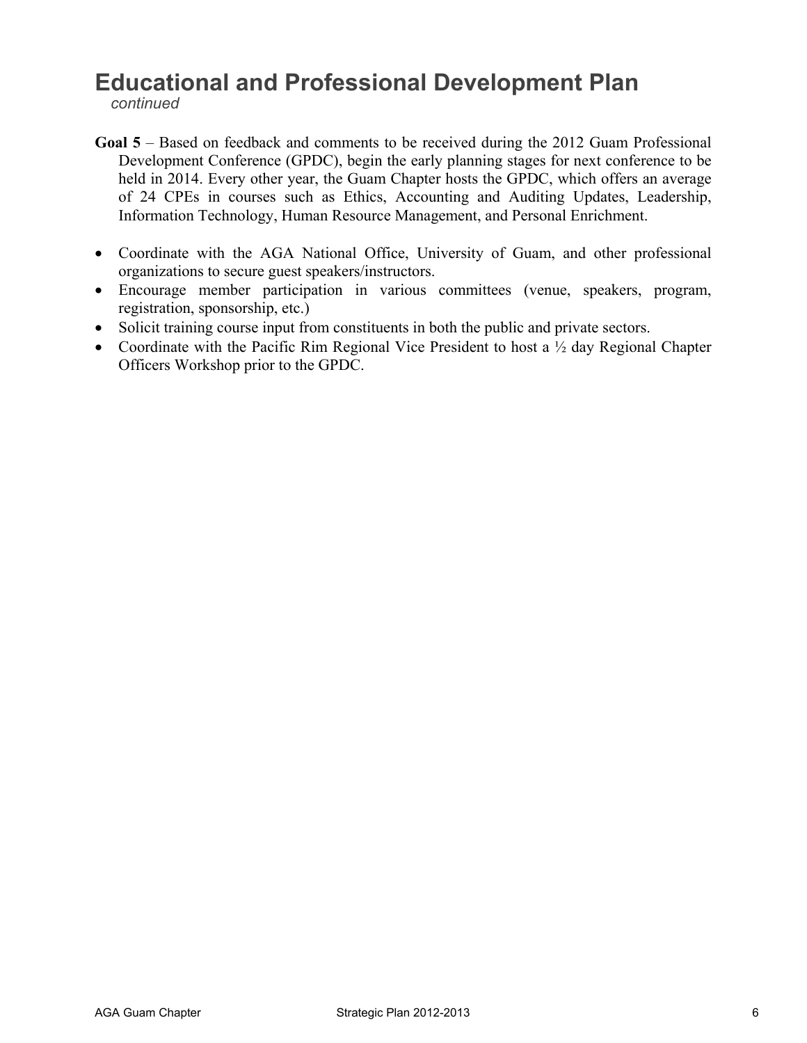# Educational and Professional Development Plan

*continued*

**Goal 5** – Based on feedback and comments to be received during the 2012 Guam Professional Development Conference (GPDC), begin the early planning stages for next conference to be held in 2014. Every other year, the Guam Chapter hosts the GPDC, which offers an average of 24 CPEs in courses such as Ethics, Accounting and Auditing Updates, Leadership, Information Technology, Human Resource Management, and Personal Enrichment.

- Coordinate with the AGA National Office, University of Guam, and other professional organizations to secure guest speakers/instructors.
- Encourage member participation in various committees (venue, speakers, program, registration, sponsorship, etc.)
- Solicit training course input from constituents in both the public and private sectors.
- Coordinate with the Pacific Rim Regional Vice President to host a ½ day Regional Chapter Officers Workshop prior to the GPDC.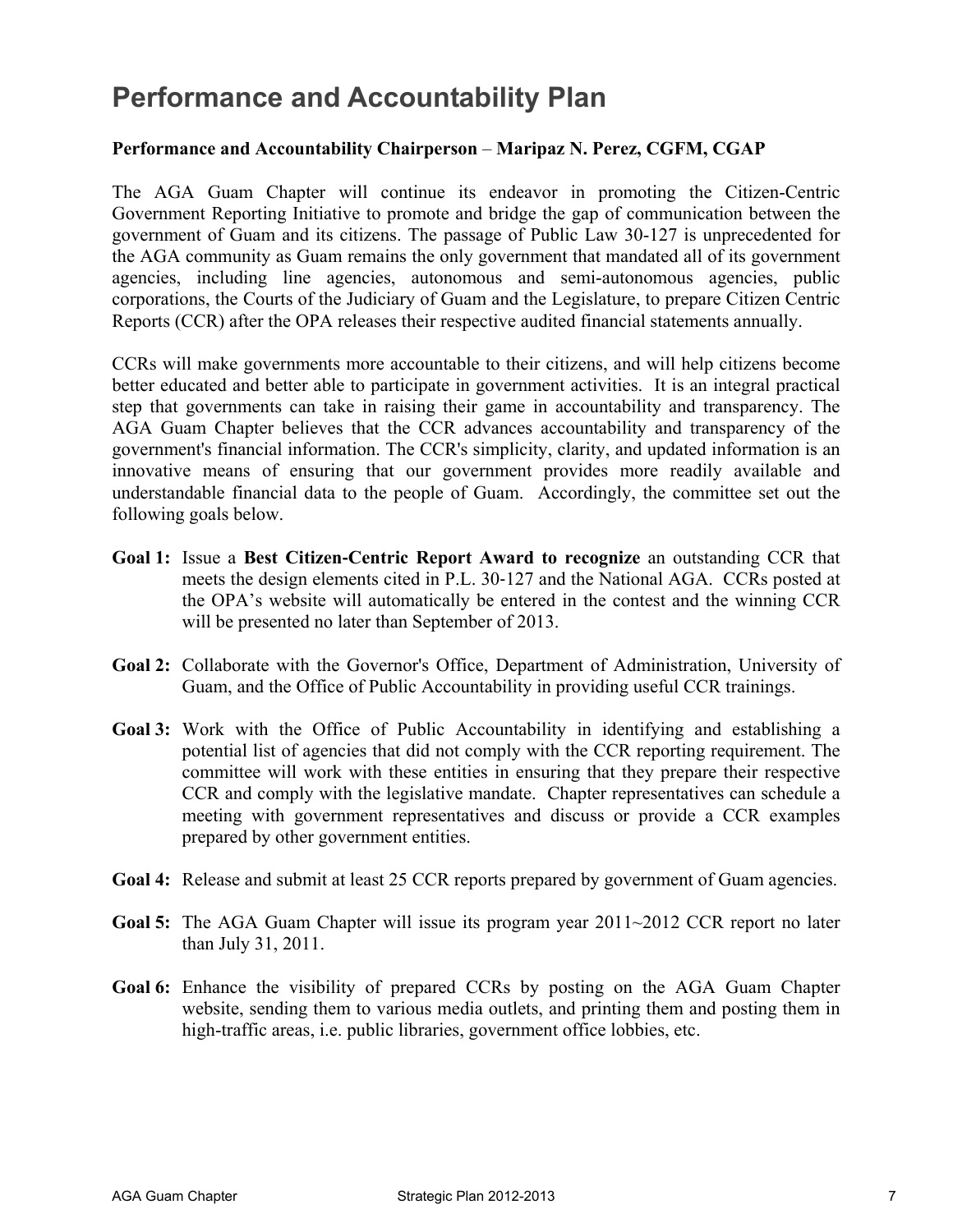# Performance and Accountability Plan

**Performance and Accountability Chairperson** – **Maripaz N. Perez, CGFM, CGAP**

The AGA Guam Chapter will continue its endeavor in promoting the Citizen-Centric Government Reporting Initiative to promote and bridge the gap of communication between the government of Guam and its citizens. The passage of Public Law 30-127 is unprecedented for the AGA community as Guam remains the only government that mandated all of its government agencies, including line agencies, autonomous and semi-autonomous agencies, public corporations, the Courts of the Judiciary of Guam and the Legislature, to prepare Citizen Centric Reports (CCR) after the OPA releases their respective audited financial statements annually.

CCRs will make governments more accountable to their citizens, and will help citizens become better educated and better able to participate in government activities. It is an integral practical step that governments can take in raising their game in accountability and transparency. The AGA Guam Chapter believes that the CCR advances accountability and transparency of the government's financial information. The CCR's simplicity, clarity, and updated information is an innovative means of ensuring that our government provides more readily available and understandable financial data to the people of Guam. Accordingly, the committee set out the following goals below.

**Goal 1:** Issue a **Best Citizen-Centric Report Award to recognize** an outstanding CCR that meets the design elements cited in P.L. 30-127 and the National AGA. CCRs posted at the OPA's website will automatically be entered in the contest and the winning CCR will be presented no later than September of 2013.

**Goal 2:** Collaborate with the Governor's Office, Department of Administration, University of Guam, and the Office of Public Accountability in providing useful CCR trainings.

**Goal 3:** Work with the Office of Public Accountability in identifying and establishing a potential list of agencies that did not comply with the CCR reporting requirement. The committee will work with these entities in ensuring that they prepare their respective CCR and comply with the legislative mandate. Chapter representatives can schedule a meeting with government representatives and discuss or provide a CCR examples prepared by other government entities.

**Goal 4:** Release and submit at least 25 CCR reports prepared by government of Guam agencies.

**Goal 5:** The AGA Guam Chapter will issue its program year 2011~2012 CCR report no later than July 31, 2011.

**Goal 6:** Enhance the visibility of prepared CCRs by posting on the AGA Guam Chapter website, sending them to various media outlets, and printing them and posting them in high-traffic areas, i.e. public libraries, government office lobbies, etc.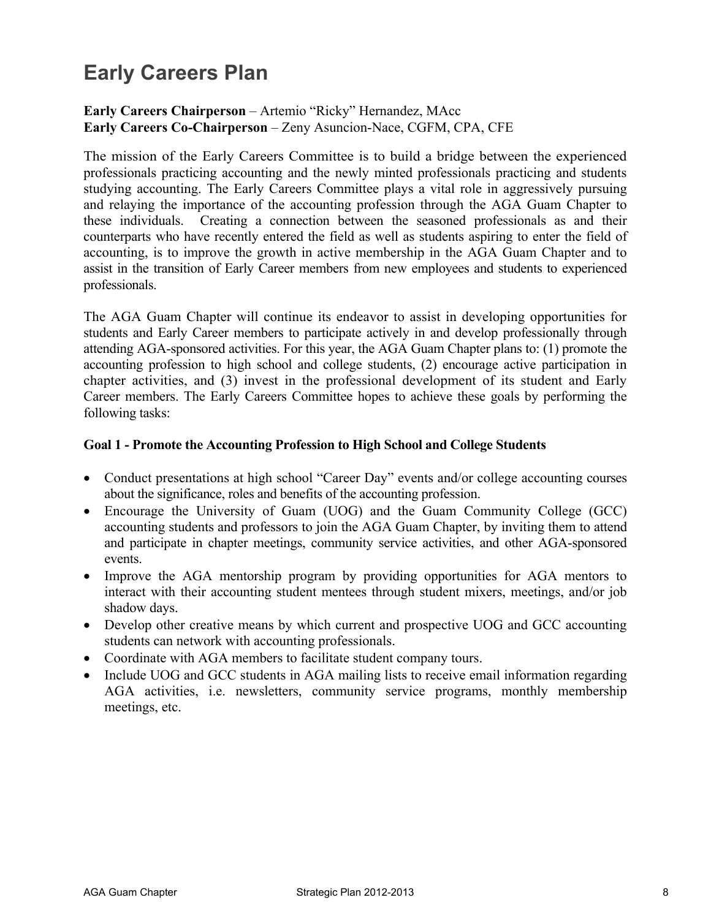# Early Careers Plan

**Early Careers Chairperson** – Artemio "Ricky" Hernandez, MAcc
**Early Careers Co-Chairperson** – Zeny Asuncion-Nace, CGFM, CPA, CFE

The mission of the Early Careers Committee is to build a bridge between the experienced professionals practicing accounting and the newly minted professionals practicing and students studying accounting. The Early Careers Committee plays a vital role in aggressively pursuing and relaying the importance of the accounting profession through the AGA Guam Chapter to these individuals. Creating a connection between the seasoned professionals as and their counterparts who have recently entered the field as well as students aspiring to enter the field of accounting, is to improve the growth in active membership in the AGA Guam Chapter and to assist in the transition of Early Career members from new employees and students to experienced professionals.

The AGA Guam Chapter will continue its endeavor to assist in developing opportunities for students and Early Career members to participate actively in and develop professionally through attending AGA-sponsored activities. For this year, the AGA Guam Chapter plans to: (1) promote the accounting profession to high school and college students, (2) encourage active participation in chapter activities, and (3) invest in the professional development of its student and Early Career members. The Early Careers Committee hopes to achieve these goals by performing the following tasks:

**Goal 1 - Promote the Accounting Profession to High School and College Students**

- Conduct presentations at high school "Career Day" events and/or college accounting courses about the significance, roles and benefits of the accounting profession.
- Encourage the University of Guam (UOG) and the Guam Community College (GCC) accounting students and professors to join the AGA Guam Chapter, by inviting them to attend and participate in chapter meetings, community service activities, and other AGA-sponsored events.
- Improve the AGA mentorship program by providing opportunities for AGA mentors to interact with their accounting student mentees through student mixers, meetings, and/or job shadow days.
- Develop other creative means by which current and prospective UOG and GCC accounting students can network with accounting professionals.
- Coordinate with AGA members to facilitate student company tours.
- Include UOG and GCC students in AGA mailing lists to receive email information regarding AGA activities, i.e. newsletters, community service programs, monthly membership meetings, etc.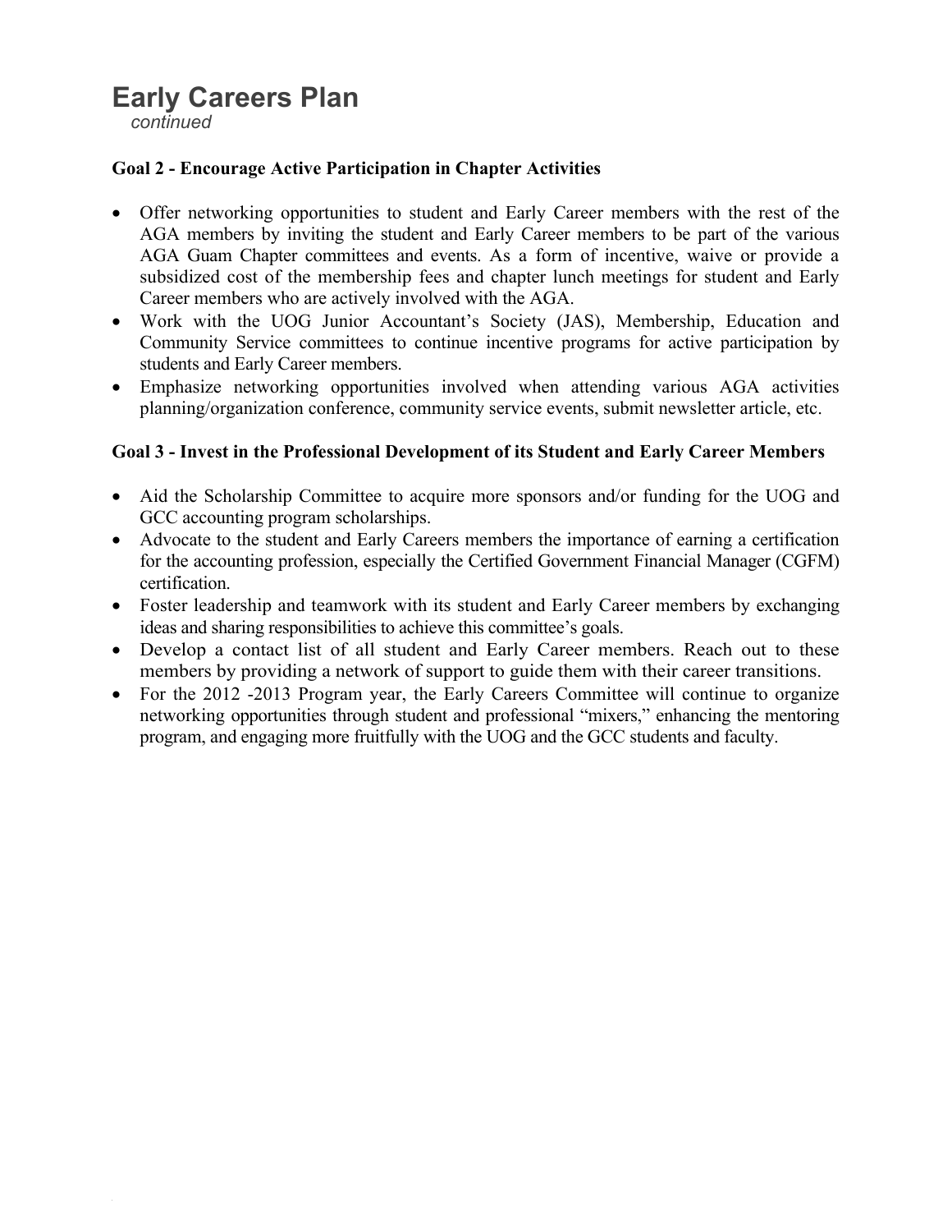# Early Careers Plan

*continued*

**Goal 2 - Encourage Active Participation in Chapter Activities**

- Offer networking opportunities to student and Early Career members with the rest of the AGA members by inviting the student and Early Career members to be part of the various AGA Guam Chapter committees and events. As a form of incentive, waive or provide a subsidized cost of the membership fees and chapter lunch meetings for student and Early Career members who are actively involved with the AGA.
- Work with the UOG Junior Accountant's Society (JAS), Membership, Education and Community Service committees to continue incentive programs for active participation by students and Early Career members.
- Emphasize networking opportunities involved when attending various AGA activities planning/organization conference, community service events, submit newsletter article, etc.

**Goal 3 - Invest in the Professional Development of its Student and Early Career Members**

- Aid the Scholarship Committee to acquire more sponsors and/or funding for the UOG and GCC accounting program scholarships.
- Advocate to the student and Early Careers members the importance of earning a certification for the accounting profession, especially the Certified Government Financial Manager (CGFM) certification.
- Foster leadership and teamwork with its student and Early Career members by exchanging ideas and sharing responsibilities to achieve this committee's goals.
- Develop a contact list of all student and Early Career members. Reach out to these members by providing a network of support to guide them with their career transitions.
- For the 2012 -2013 Program year, the Early Careers Committee will continue to organize networking opportunities through student and professional "mixers," enhancing the mentoring program, and engaging more fruitfully with the UOG and the GCC students and faculty.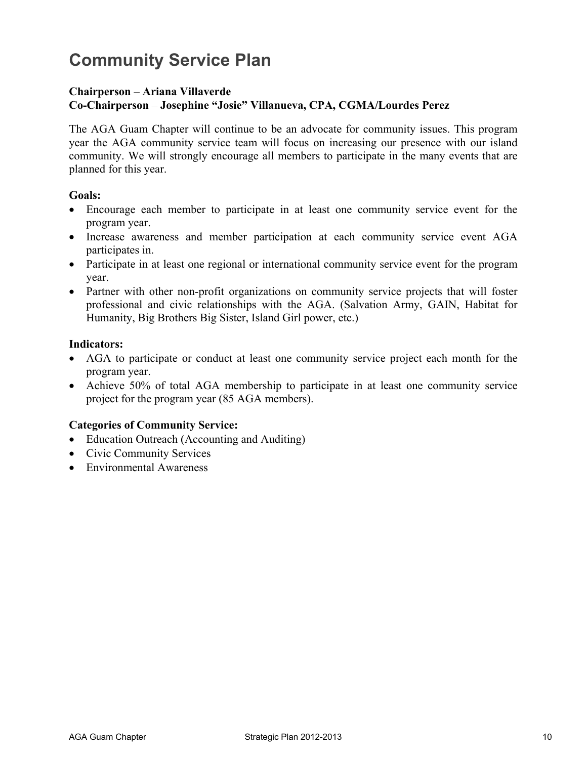# Community Service Plan

**Chairperson** – **Ariana Villaverde**
**Co-Chairperson** – **Josephine "Josie" Villanueva, CPA, CGMA/Lourdes Perez**

The AGA Guam Chapter will continue to be an advocate for community issues. This program year the AGA community service team will focus on increasing our presence with our island community. We will strongly encourage all members to participate in the many events that are planned for this year.

**Goals:**

- Encourage each member to participate in at least one community service event for the program year.
- Increase awareness and member participation at each community service event AGA participates in.
- Participate in at least one regional or international community service event for the program year.
- Partner with other non-profit organizations on community service projects that will foster professional and civic relationships with the AGA. (Salvation Army, GAIN, Habitat for Humanity, Big Brothers Big Sister, Island Girl power, etc.)

**Indicators:**

- AGA to participate or conduct at least one community service project each month for the program year.
- Achieve 50% of total AGA membership to participate in at least one community service project for the program year (85 AGA members).

**Categories of Community Service:**

- Education Outreach (Accounting and Auditing)
- Civic Community Services
- Environmental Awareness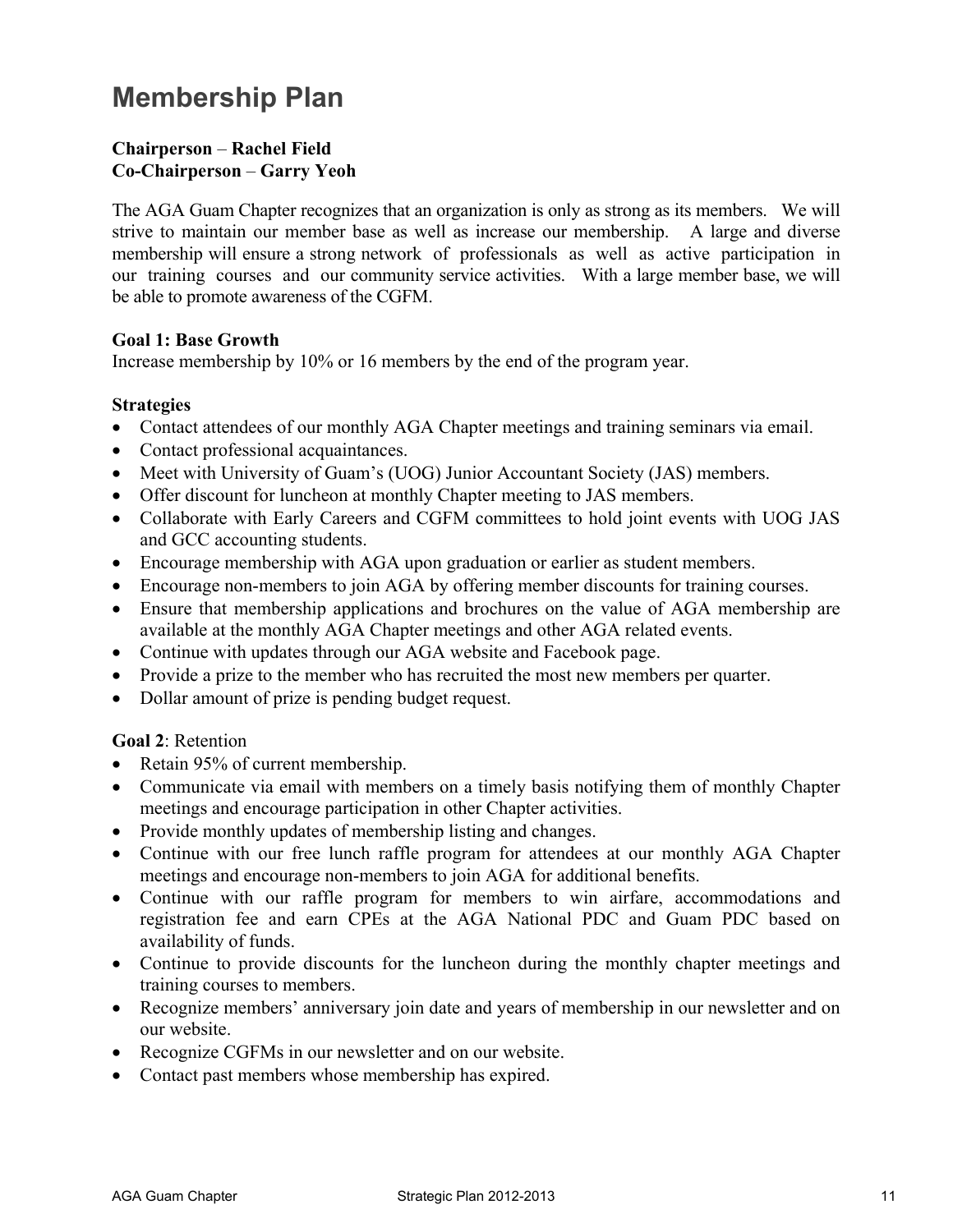# Membership Plan

**Chairperson** – **Rachel Field**
**Co-Chairperson** – **Garry Yeoh**

The AGA Guam Chapter recognizes that an organization is only as strong as its members. We will strive to maintain our member base as well as increase our membership. A large and diverse membership will ensure a strong network of professionals as well as active participation in our training courses and our community service activities. With a large member base, we will be able to promote awareness of the CGFM.

**Goal 1: Base Growth**
Increase membership by 10% or 16 members by the end of the program year.

**Strategies**

- Contact attendees of our monthly AGA Chapter meetings and training seminars via email.
- Contact professional acquaintances.
- Meet with University of Guam's (UOG) Junior Accountant Society (JAS) members.
- Offer discount for luncheon at monthly Chapter meeting to JAS members.
- Collaborate with Early Careers and CGFM committees to hold joint events with UOG JAS and GCC accounting students.
- Encourage membership with AGA upon graduation or earlier as student members.
- Encourage non-members to join AGA by offering member discounts for training courses.
- Ensure that membership applications and brochures on the value of AGA membership are available at the monthly AGA Chapter meetings and other AGA related events.
- Continue with updates through our AGA website and Facebook page.
- Provide a prize to the member who has recruited the most new members per quarter.
- Dollar amount of prize is pending budget request.

**Goal 2**: Retention

- Retain 95% of current membership.
- Communicate via email with members on a timely basis notifying them of monthly Chapter meetings and encourage participation in other Chapter activities.
- Provide monthly updates of membership listing and changes.
- Continue with our free lunch raffle program for attendees at our monthly AGA Chapter meetings and encourage non-members to join AGA for additional benefits.
- Continue with our raffle program for members to win airfare, accommodations and registration fee and earn CPEs at the AGA National PDC and Guam PDC based on availability of funds.
- Continue to provide discounts for the luncheon during the monthly chapter meetings and training courses to members.
- Recognize members' anniversary join date and years of membership in our newsletter and on our website.
- Recognize CGFMs in our newsletter and on our website.
- Contact past members whose membership has expired.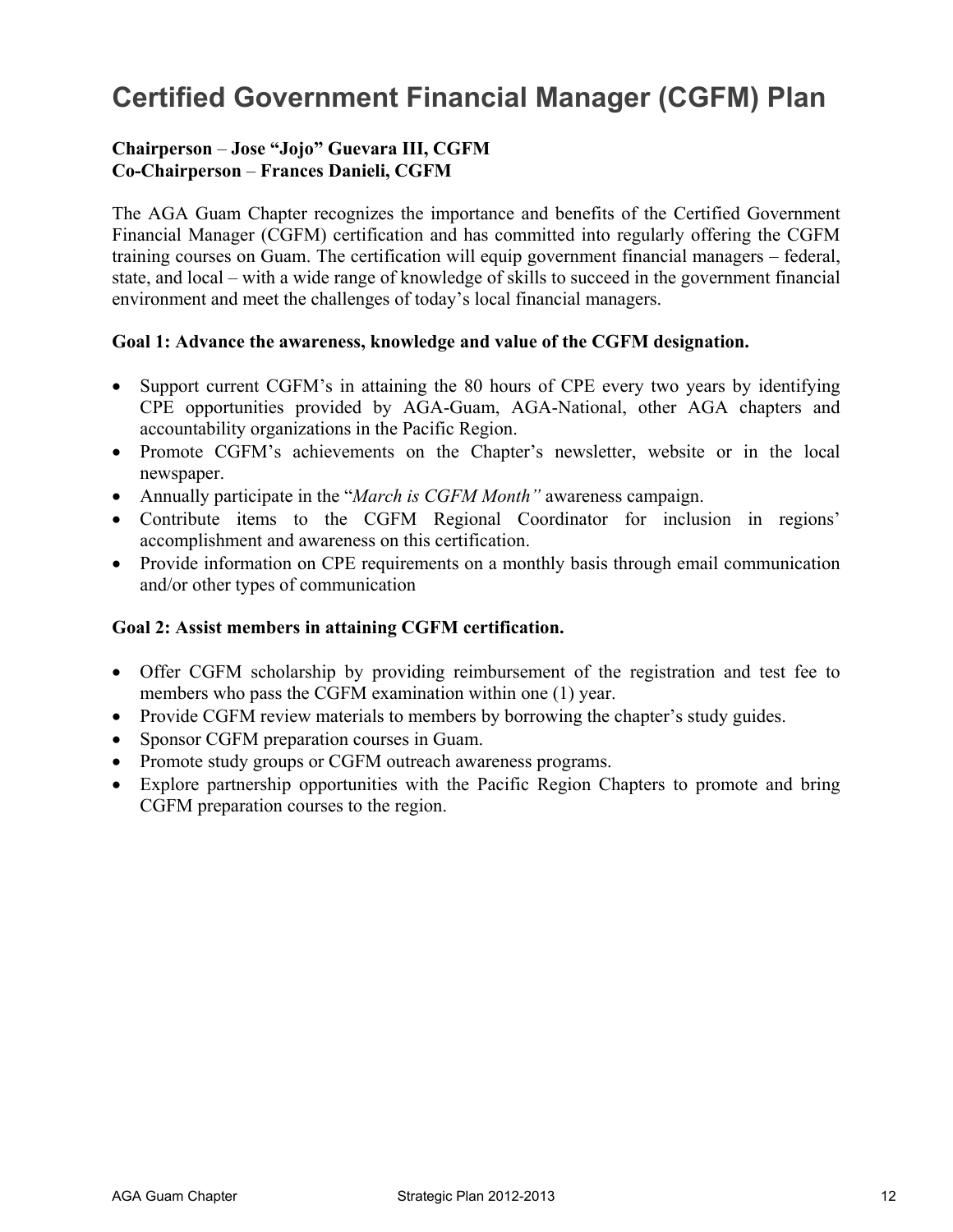# Certified Government Financial Manager (CGFM) Plan

**Chairperson – Jose "Jojo" Guevara III, CGFM**
**Co-Chairperson – Frances Danieli, CGFM**

The AGA Guam Chapter recognizes the importance and benefits of the Certified Government Financial Manager (CGFM) certification and has committed into regularly offering the CGFM training courses on Guam. The certification will equip government financial managers – federal, state, and local – with a wide range of knowledge of skills to succeed in the government financial environment and meet the challenges of today's local financial managers.

**Goal 1: Advance the awareness, knowledge and value of the CGFM designation.**

- Support current CGFM's in attaining the 80 hours of CPE every two years by identifying CPE opportunities provided by AGA-Guam, AGA-National, other AGA chapters and accountability organizations in the Pacific Region.
- Promote CGFM's achievements on the Chapter's newsletter, website or in the local newspaper.
- Annually participate in the "*March is CGFM Month"* awareness campaign.
- Contribute items to the CGFM Regional Coordinator for inclusion in regions' accomplishment and awareness on this certification.
- Provide information on CPE requirements on a monthly basis through email communication and/or other types of communication

**Goal 2: Assist members in attaining CGFM certification.**

- Offer CGFM scholarship by providing reimbursement of the registration and test fee to members who pass the CGFM examination within one (1) year.
- Provide CGFM review materials to members by borrowing the chapter's study guides.
- Sponsor CGFM preparation courses in Guam.
- Promote study groups or CGFM outreach awareness programs.
- Explore partnership opportunities with the Pacific Region Chapters to promote and bring CGFM preparation courses to the region.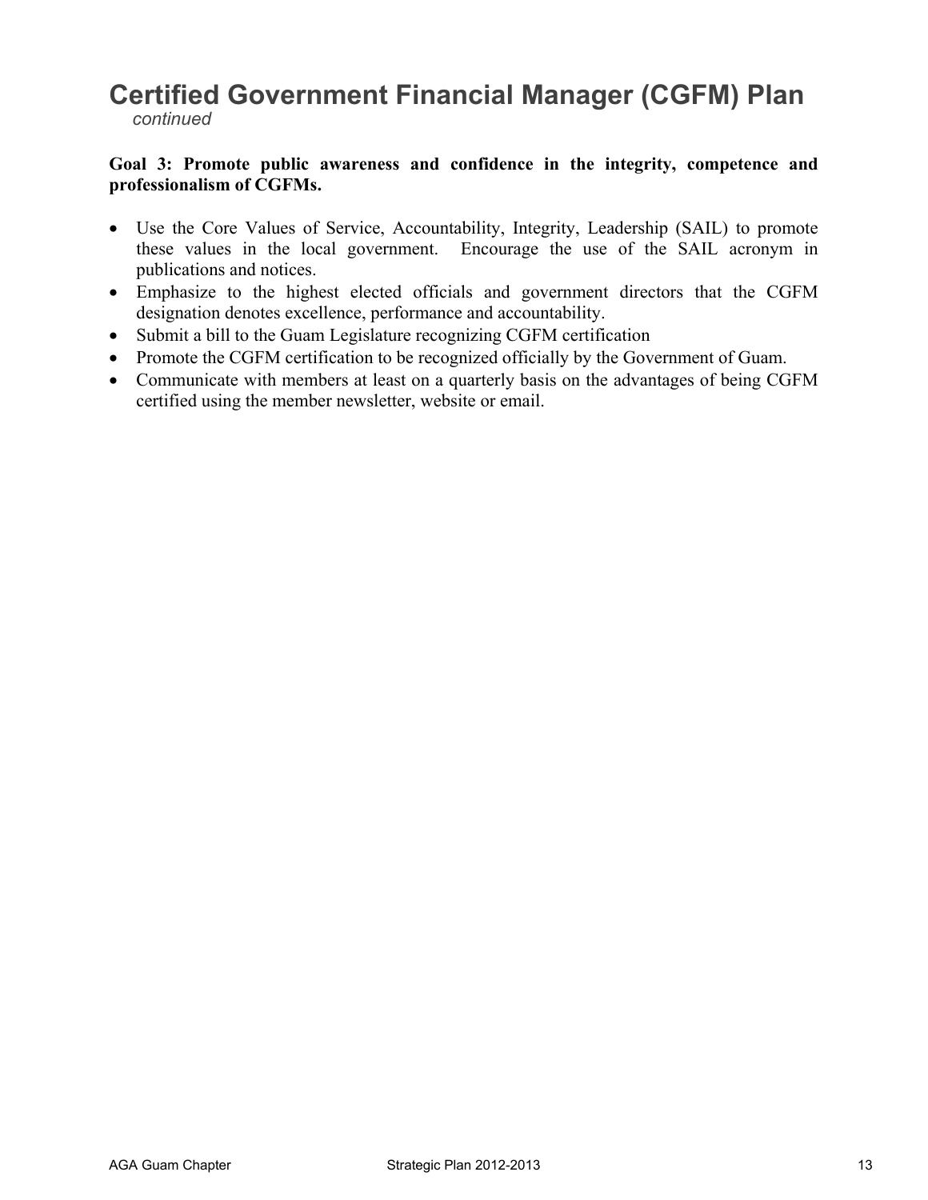# Certified Government Financial Manager (CGFM) Plan

*continued*

**Goal 3: Promote public awareness and confidence in the integrity, competence and professionalism of CGFMs.**

- Use the Core Values of Service, Accountability, Integrity, Leadership (SAIL) to promote these values in the local government. Encourage the use of the SAIL acronym in publications and notices.
- Emphasize to the highest elected officials and government directors that the CGFM designation denotes excellence, performance and accountability.
- Submit a bill to the Guam Legislature recognizing CGFM certification
- Promote the CGFM certification to be recognized officially by the Government of Guam.
- Communicate with members at least on a quarterly basis on the advantages of being CGFM certified using the member newsletter, website or email.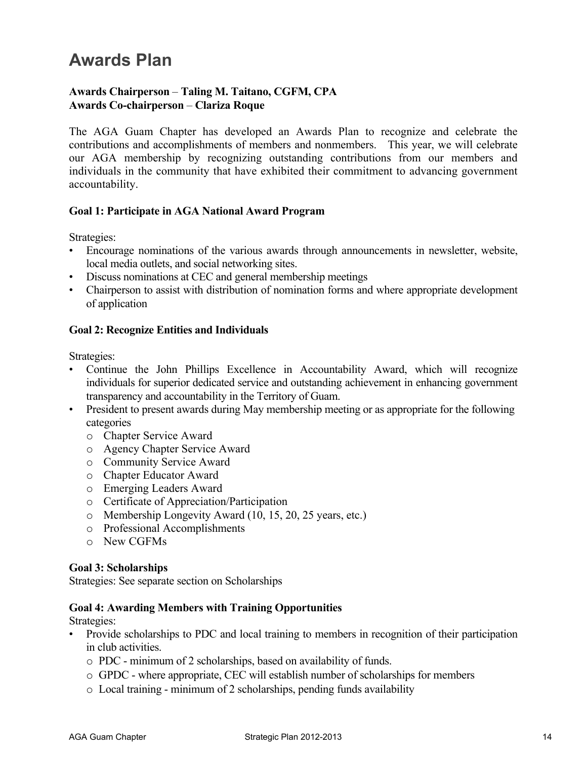# Awards Plan

**Awards Chairperson** – **Taling M. Taitano, CGFM, CPA**
**Awards Co-chairperson** – **Clariza Roque**

The AGA Guam Chapter has developed an Awards Plan to recognize and celebrate the contributions and accomplishments of members and nonmembers. This year, we will celebrate our AGA membership by recognizing outstanding contributions from our members and individuals in the community that have exhibited their commitment to advancing government accountability.

**Goal 1: Participate in AGA National Award Program**

Strategies:

- Encourage nominations of the various awards through announcements in newsletter, website, local media outlets, and social networking sites.
- Discuss nominations at CEC and general membership meetings
- Chairperson to assist with distribution of nomination forms and where appropriate development of application

**Goal 2: Recognize Entities and Individuals**

Strategies:

- Continue the John Phillips Excellence in Accountability Award, which will recognize individuals for superior dedicated service and outstanding achievement in enhancing government transparency and accountability in the Territory of Guam.
- President to present awards during May membership meeting or as appropriate for the following categories
  - Chapter Service Award
  - Agency Chapter Service Award
  - Community Service Award
  - Chapter Educator Award
  - Emerging Leaders Award
  - Certificate of Appreciation/Participation
  - Membership Longevity Award (10, 15, 20, 25 years, etc.)
  - Professional Accomplishments
  - New CGFMs

**Goal 3: Scholarships**
Strategies: See separate section on Scholarships

**Goal 4: Awarding Members with Training Opportunities**
Strategies:

- Provide scholarships to PDC and local training to members in recognition of their participation in club activities.
  - PDC - minimum of 2 scholarships, based on availability of funds.
  - GPDC - where appropriate, CEC will establish number of scholarships for members
  - Local training - minimum of 2 scholarships, pending funds availability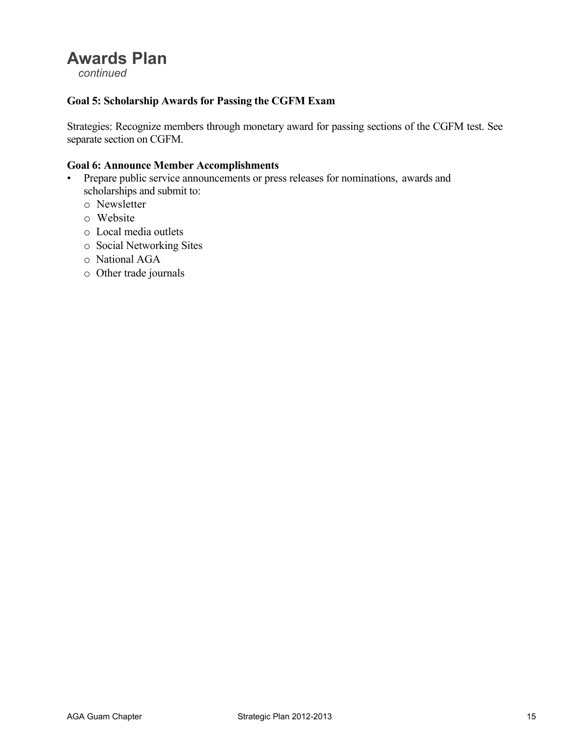# Awards Plan

*continued*

**Goal 5: Scholarship Awards for Passing the CGFM Exam**

Strategies: Recognize members through monetary award for passing sections of the CGFM test. See separate section on CGFM.

**Goal 6: Announce Member Accomplishments**

- Prepare public service announcements or press releases for nominations, awards and scholarships and submit to:
  - Newsletter
  - Website
  - Local media outlets
  - Social Networking Sites
  - National AGA
  - Other trade journals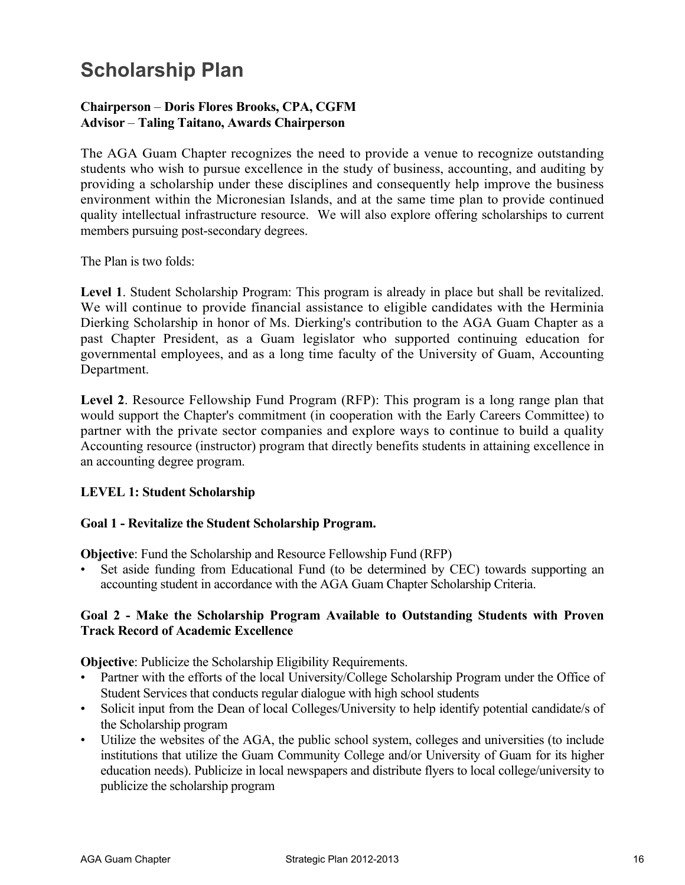# Scholarship Plan

**Chairperson** – **Doris Flores Brooks, CPA, CGFM**
**Advisor** – **Taling Taitano, Awards Chairperson**

The AGA Guam Chapter recognizes the need to provide a venue to recognize outstanding students who wish to pursue excellence in the study of business, accounting, and auditing by providing a scholarship under these disciplines and consequently help improve the business environment within the Micronesian Islands, and at the same time plan to provide continued quality intellectual infrastructure resource. We will also explore offering scholarships to current members pursuing post-secondary degrees.

The Plan is two folds:

**Level 1**. Student Scholarship Program: This program is already in place but shall be revitalized. We will continue to provide financial assistance to eligible candidates with the Herminia Dierking Scholarship in honor of Ms. Dierking's contribution to the AGA Guam Chapter as a past Chapter President, as a Guam legislator who supported continuing education for governmental employees, and as a long time faculty of the University of Guam, Accounting Department.

**Level 2**. Resource Fellowship Fund Program (RFP): This program is a long range plan that would support the Chapter's commitment (in cooperation with the Early Careers Committee) to partner with the private sector companies and explore ways to continue to build a quality Accounting resource (instructor) program that directly benefits students in attaining excellence in an accounting degree program.

**LEVEL 1: Student Scholarship**

**Goal 1 - Revitalize the Student Scholarship Program.**

**Objective**: Fund the Scholarship and Resource Fellowship Fund (RFP)

- Set aside funding from Educational Fund (to be determined by CEC) towards supporting an accounting student in accordance with the AGA Guam Chapter Scholarship Criteria.

**Goal 2 - Make the Scholarship Program Available to Outstanding Students with Proven Track Record of Academic Excellence**

**Objective**: Publicize the Scholarship Eligibility Requirements.

- Partner with the efforts of the local University/College Scholarship Program under the Office of Student Services that conducts regular dialogue with high school students
- Solicit input from the Dean of local Colleges/University to help identify potential candidate/s of the Scholarship program
- Utilize the websites of the AGA, the public school system, colleges and universities (to include institutions that utilize the Guam Community College and/or University of Guam for its higher education needs). Publicize in local newspapers and distribute flyers to local college/university to publicize the scholarship program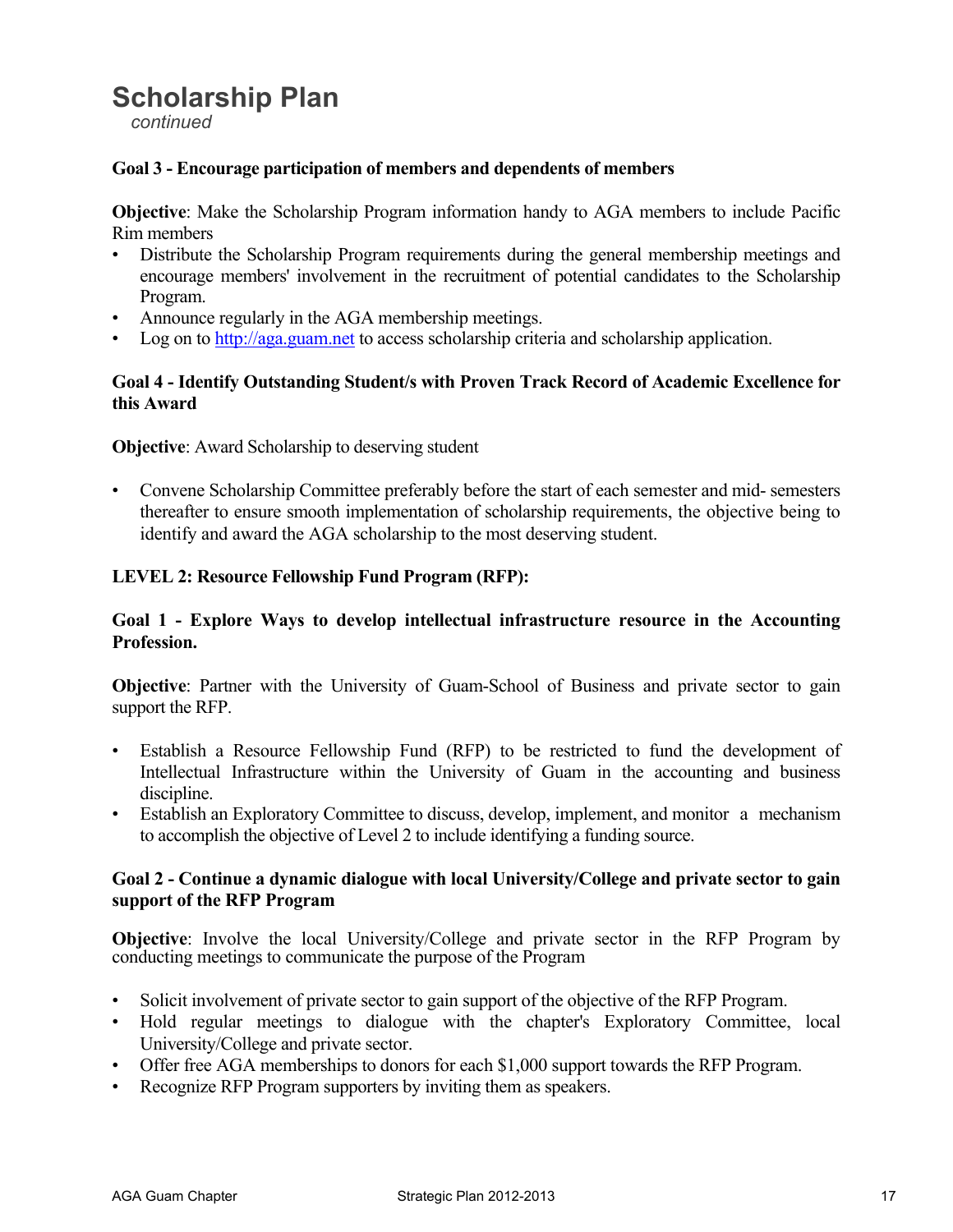# Scholarship Plan

*continued*

**Goal 3 - Encourage participation of members and dependents of members**

**Objective**: Make the Scholarship Program information handy to AGA members to include Pacific Rim members

- Distribute the Scholarship Program requirements during the general membership meetings and encourage members' involvement in the recruitment of potential candidates to the Scholarship Program.
- Announce regularly in the AGA membership meetings.
- Log on to http://aga.guam.net to access scholarship criteria and scholarship application.

**Goal 4 - Identify Outstanding Student/s with Proven Track Record of Academic Excellence for this Award**

**Objective**: Award Scholarship to deserving student

- Convene Scholarship Committee preferably before the start of each semester and mid- semesters thereafter to ensure smooth implementation of scholarship requirements, the objective being to identify and award the AGA scholarship to the most deserving student.

**LEVEL 2: Resource Fellowship Fund Program (RFP):**

**Goal 1 - Explore Ways to develop intellectual infrastructure resource in the Accounting Profession.**

**Objective**: Partner with the University of Guam-School of Business and private sector to gain support the RFP.

- Establish a Resource Fellowship Fund (RFP) to be restricted to fund the development of Intellectual Infrastructure within the University of Guam in the accounting and business discipline.
- Establish an Exploratory Committee to discuss, develop, implement, and monitor a mechanism to accomplish the objective of Level 2 to include identifying a funding source.

**Goal 2 - Continue a dynamic dialogue with local University/College and private sector to gain support of the RFP Program**

**Objective**: Involve the local University/College and private sector in the RFP Program by conducting meetings to communicate the purpose of the Program

- Solicit involvement of private sector to gain support of the objective of the RFP Program.
- Hold regular meetings to dialogue with the chapter's Exploratory Committee, local University/College and private sector.
- Offer free AGA memberships to donors for each $1,000 support towards the RFP Program.
- Recognize RFP Program supporters by inviting them as speakers.